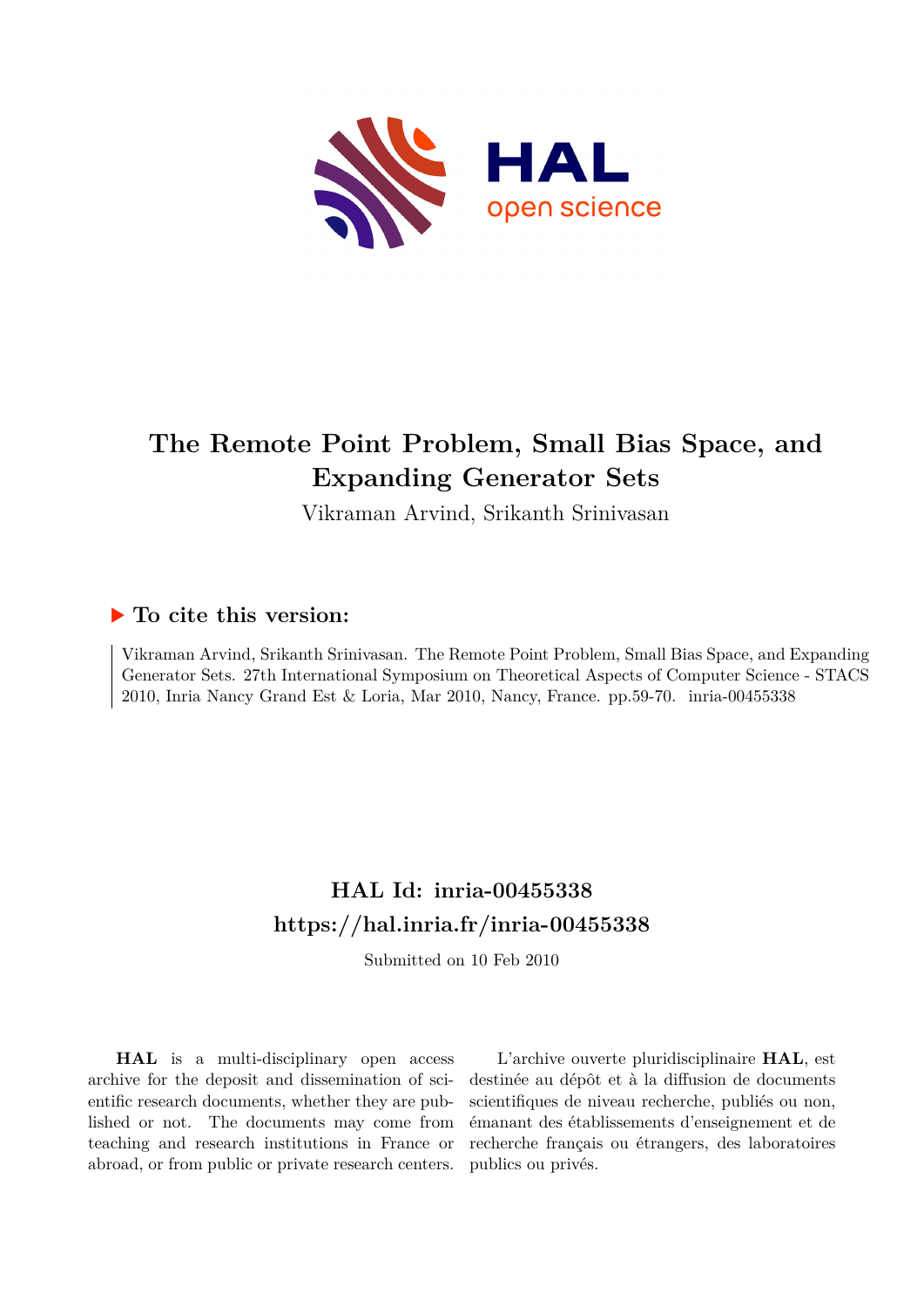# The Remote Point Problem, Small Bias Space, and Expanding Generator Sets

Vikraman Arvind, Srikanth Srinivasan

## ▶ To cite this version:

Vikraman Arvind, Srikanth Srinivasan. The Remote Point Problem, Small Bias Space, and Expanding Generator Sets. 27th International Symposium on Theoretical Aspects of Computer Science - STACS 2010, Inria Nancy Grand Est & Loria, Mar 2010, Nancy, France. pp.59-70. inria-00455338

## HAL Id: inria-00455338
## https://hal.inria.fr/inria-00455338

Submitted on 10 Feb 2010

**HAL** is a multi-disciplinary open access archive for the deposit and dissemination of scientific research documents, whether they are published or not. The documents may come from teaching and research institutions in France or abroad, or from public or private research centers.

L'archive ouverte pluridisciplinaire **HAL**, est destinée au dépôt et à la diffusion de documents scientifiques de niveau recherche, publiés ou non, émanant des établissements d'enseignement et de recherche français ou étrangers, des laboratoires publics ou privés.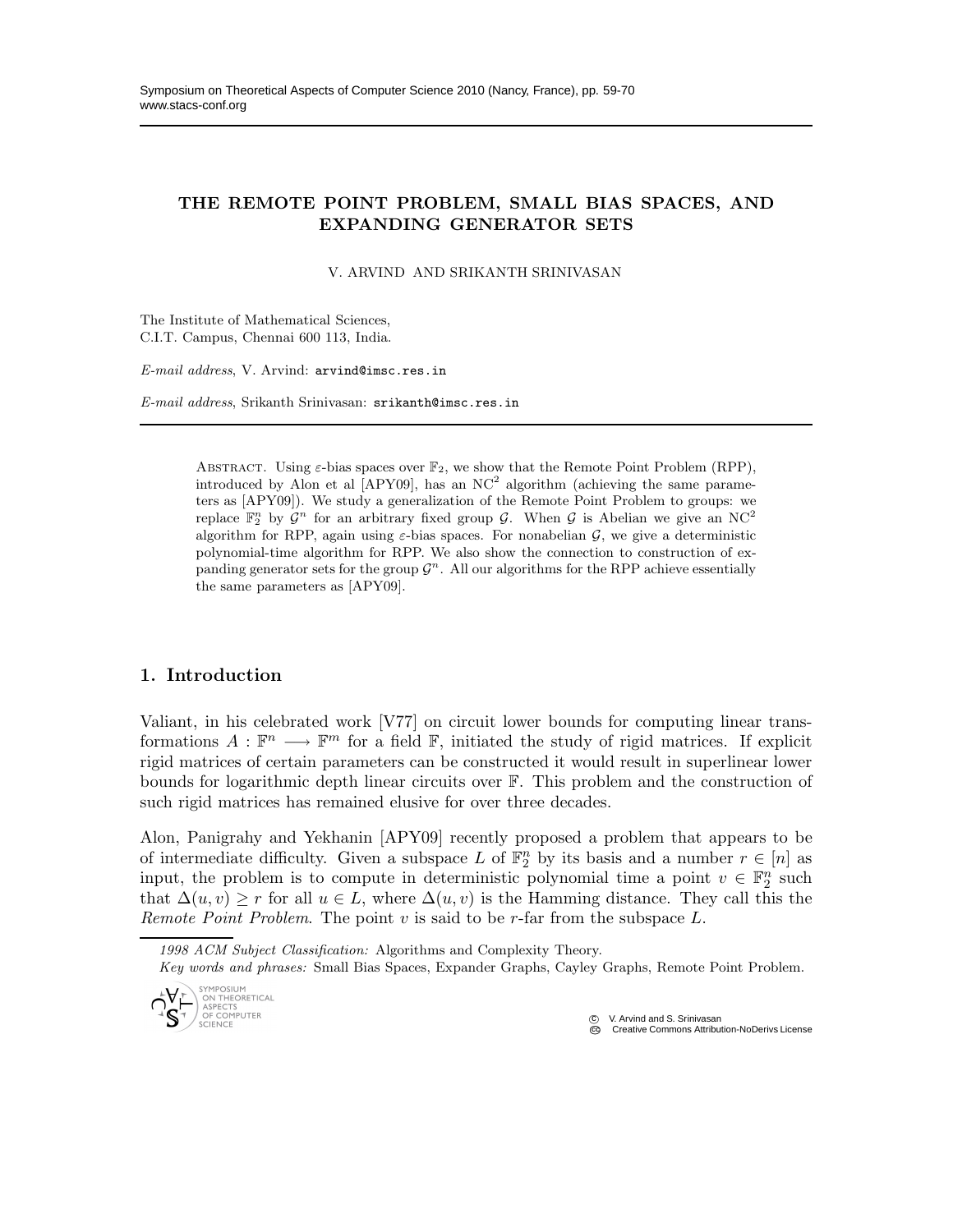# THE REMOTE POINT PROBLEM, SMALL BIAS SPACES, AND EXPANDING GENERATOR SETS

V. ARVIND AND SRIKANTH SRINIVASAN

The Institute of Mathematical Sciences,
C.I.T. Campus, Chennai 600 113, India.

*E-mail address*, V. Arvind: arvind@imsc.res.in

*E-mail address*, Srikanth Srinivasan: srikanth@imsc.res.in

Abstract. Using $\varepsilon$-bias spaces over $\mathbb{F}_2$, we show that the Remote Point Problem (RPP), introduced by Alon et al [APY09], has an $\mathrm{NC}^2$ algorithm (achieving the same parameters as [APY09]). We study a generalization of the Remote Point Problem to groups: we replace $\mathbb{F}_2^n$ by $\mathcal{G}^n$ for an arbitrary fixed group $\mathcal{G}$. When $\mathcal{G}$ is Abelian we give an $\mathrm{NC}^2$ algorithm for RPP, again using $\varepsilon$-bias spaces. For nonabelian $\mathcal{G}$, we give a deterministic polynomial-time algorithm for RPP. We also show the connection to construction of expanding generator sets for the group $\mathcal{G}^n$. All our algorithms for the RPP achieve essentially the same parameters as [APY09].

## 1. Introduction

Valiant, in his celebrated work [V77] on circuit lower bounds for computing linear transformations $A : \mathbb{F}^n \longrightarrow \mathbb{F}^m$ for a field $\mathbb{F}$, initiated the study of rigid matrices. If explicit rigid matrices of certain parameters can be constructed it would result in superlinear lower bounds for logarithmic depth linear circuits over $\mathbb{F}$. This problem and the construction of such rigid matrices has remained elusive for over three decades.

Alon, Panigrahy and Yekhanin [APY09] recently proposed a problem that appears to be of intermediate difficulty. Given a subspace $L$ of $\mathbb{F}_2^n$ by its basis and a number $r \in [n]$ as input, the problem is to compute in deterministic polynomial time a point $v \in \mathbb{F}_2^n$ such that $\Delta(u, v) \geq r$ for all $u \in L$, where $\Delta(u, v)$ is the Hamming distance. They call this the *Remote Point Problem*. The point $v$ is said to be $r$-far from the subspace $L$.

*1998 ACM Subject Classification:* Algorithms and Complexity Theory.

*Key words and phrases:* Small Bias Spaces, Expander Graphs, Cayley Graphs, Remote Point Problem.

© V. Arvind and S. Srinivasan
Creative Commons Attribution-NoDerivs License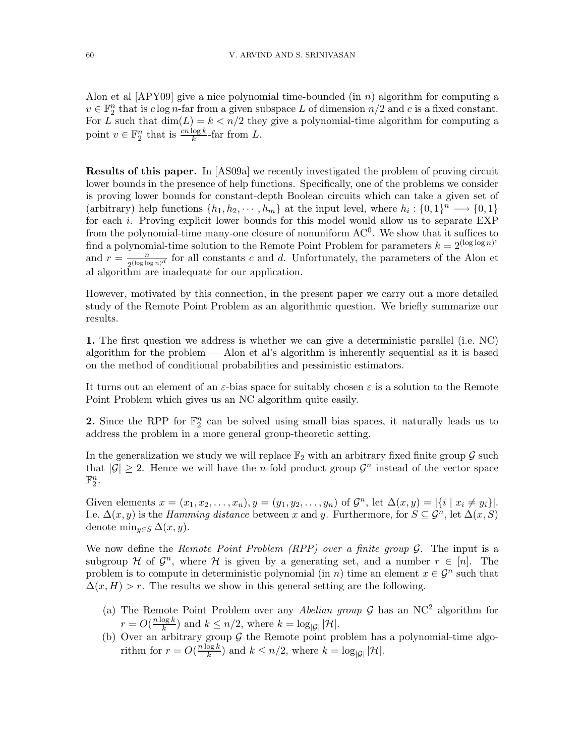Alon et al [APY09] give a nice polynomial time-bounded (in $n$) algorithm for computing a $v \in \mathbb{F}_2^n$ that is $c \log n$-far from a given subspace $L$ of dimension $n/2$ and $c$ is a fixed constant. For $L$ such that $\dim(L) = k < n/2$ they give a polynomial-time algorithm for computing a point $v \in \mathbb{F}_2^n$ that is $\frac{cn \log k}{k}$-far from $L$.

**Results of this paper.** In [AS09a] we recently investigated the problem of proving circuit lower bounds in the presence of help functions. Specifically, one of the problems we consider is proving lower bounds for constant-depth Boolean circuits which can take a given set of (arbitrary) help functions $\{h_1, h_2, \cdots, h_m\}$ at the input level, where $h_i : \{0,1\}^n \longrightarrow \{0,1\}$ for each $i$. Proving explicit lower bounds for this model would allow us to separate EXP from the polynomial-time many-one closure of nonuniform $\mathrm{AC}^0$. We show that it suffices to find a polynomial-time solution to the Remote Point Problem for parameters $k = 2^{(\log \log n)^c}$ and $r = \frac{n}{2^{(\log \log n)^d}}$ for all constants $c$ and $d$. Unfortunately, the parameters of the Alon et al algorithm are inadequate for our application.

However, motivated by this connection, in the present paper we carry out a more detailed study of the Remote Point Problem as an algorithmic question. We briefly summarize our results.

**1.** The first question we address is whether we can give a deterministic parallel (i.e. NC) algorithm for the problem — Alon et al's algorithm is inherently sequential as it is based on the method of conditional probabilities and pessimistic estimators.

It turns out an element of an $\varepsilon$-bias space for suitably chosen $\varepsilon$ is a solution to the Remote Point Problem which gives us an NC algorithm quite easily.

**2.** Since the RPP for $\mathbb{F}_2^n$ can be solved using small bias spaces, it naturally leads us to address the problem in a more general group-theoretic setting.

In the generalization we study we will replace $\mathbb{F}_2$ with an arbitrary fixed finite group $\mathcal{G}$ such that $|\mathcal{G}| \geq 2$. Hence we will have the $n$-fold product group $\mathcal{G}^n$ instead of the vector space $\mathbb{F}_2^n$.

Given elements $x = (x_1, x_2, \ldots, x_n), y = (y_1, y_2, \ldots, y_n)$ of $\mathcal{G}^n$, let $\Delta(x, y) = |\{i \mid x_i \neq y_i\}|$. I.e. $\Delta(x, y)$ is the *Hamming distance* between $x$ and $y$. Furthermore, for $S \subseteq \mathcal{G}^n$, let $\Delta(x, S)$ denote $\min_{y \in S} \Delta(x, y)$.

We now define the *Remote Point Problem (RPP) over a finite group* $\mathcal{G}$. The input is a subgroup $\mathcal{H}$ of $\mathcal{G}^n$, where $\mathcal{H}$ is given by a generating set, and a number $r \in [n]$. The problem is to compute in deterministic polynomial (in $n$) time an element $x \in \mathcal{G}^n$ such that $\Delta(x, H) > r$. The results we show in this general setting are the following.

- (a) The Remote Point Problem over any *Abelian group* $\mathcal{G}$ has an $\mathrm{NC}^2$ algorithm for $r = O(\frac{n \log k}{k})$ and $k \leq n/2$, where $k = \log_{|\mathcal{G}|} |\mathcal{H}|$.
- (b) Over an arbitrary group $\mathcal{G}$ the Remote point problem has a polynomial-time algorithm for $r = O(\frac{n \log k}{k})$ and $k \leq n/2$, where $k = \log_{|\mathcal{G}|} |\mathcal{H}|$.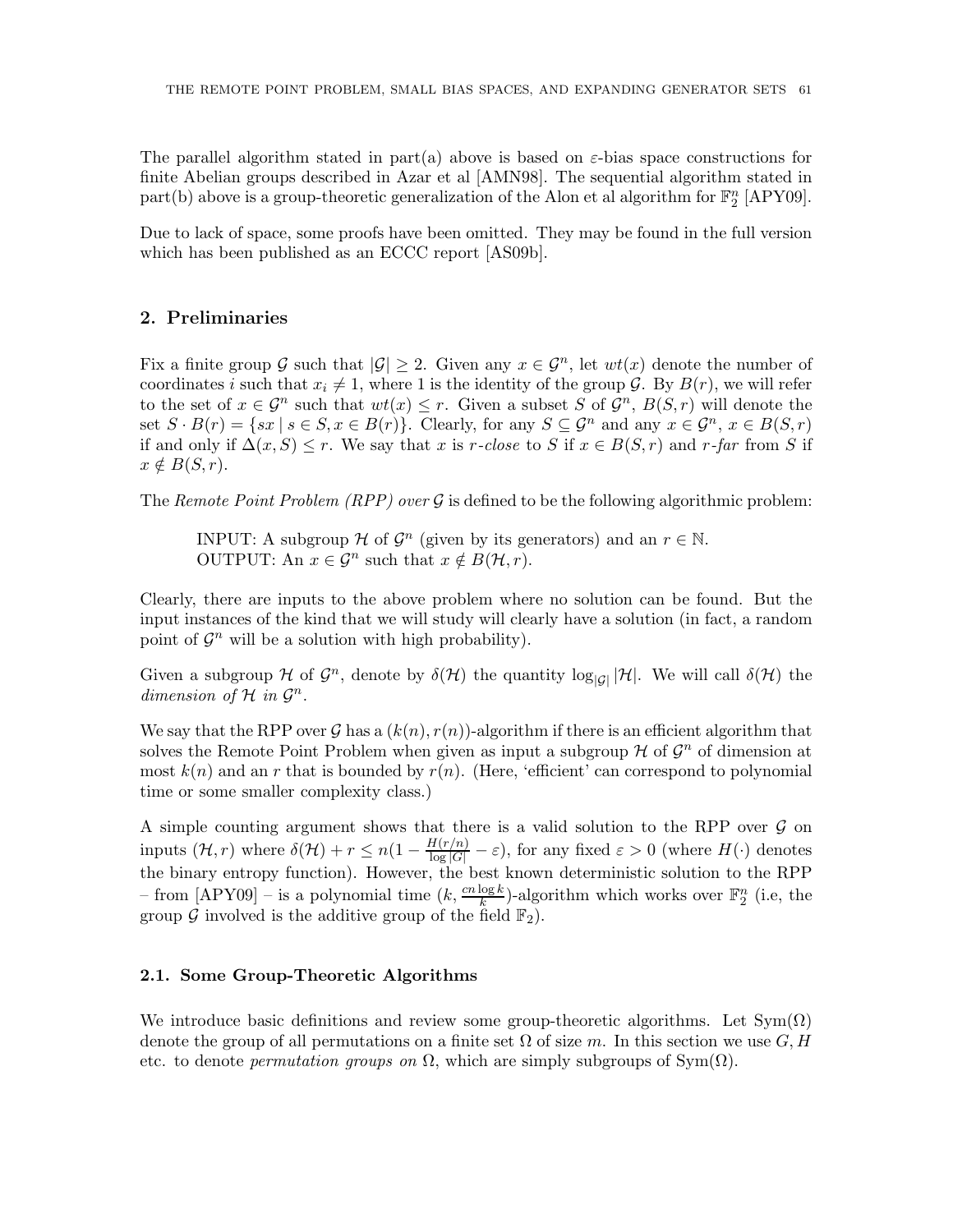The parallel algorithm stated in part(a) above is based on $\varepsilon$-bias space constructions for finite Abelian groups described in Azar et al [AMN98]. The sequential algorithm stated in part(b) above is a group-theoretic generalization of the Alon et al algorithm for $\mathbb{F}_2^n$ [APY09].

Due to lack of space, some proofs have been omitted. They may be found in the full version which has been published as an ECCC report [AS09b].

## 2. Preliminaries

Fix a finite group $\mathcal{G}$ such that $|\mathcal{G}| \geq 2$. Given any $x \in \mathcal{G}^n$, let $wt(x)$ denote the number of coordinates $i$ such that $x_i \neq 1$, where 1 is the identity of the group $\mathcal{G}$. By $B(r)$, we will refer to the set of $x \in \mathcal{G}^n$ such that $wt(x) \leq r$. Given a subset $S$ of $\mathcal{G}^n$, $B(S,r)$ will denote the set $S \cdot B(r) = \{sx \mid s \in S, x \in B(r)\}$. Clearly, for any $S \subseteq \mathcal{G}^n$ and any $x \in \mathcal{G}^n$, $x \in B(S,r)$ if and only if $\Delta(x,S) \leq r$. We say that $x$ is *r-close* to $S$ if $x \in B(S,r)$ and *r-far* from $S$ if $x \notin B(S,r)$.

The *Remote Point Problem (RPP) over* $\mathcal{G}$ is defined to be the following algorithmic problem:

> INPUT: A subgroup $\mathcal{H}$ of $\mathcal{G}^n$ (given by its generators) and an $r \in \mathbb{N}$.
> OUTPUT: An $x \in \mathcal{G}^n$ such that $x \notin B(\mathcal{H}, r)$.

Clearly, there are inputs to the above problem where no solution can be found. But the input instances of the kind that we will study will clearly have a solution (in fact, a random point of $\mathcal{G}^n$ will be a solution with high probability).

Given a subgroup $\mathcal{H}$ of $\mathcal{G}^n$, denote by $\delta(\mathcal{H})$ the quantity $\log_{|\mathcal{G}|}|\mathcal{H}|$. We will call $\delta(\mathcal{H})$ the *dimension of* $\mathcal{H}$ *in* $\mathcal{G}^n$.

We say that the RPP over $\mathcal{G}$ has a $(k(n), r(n))$-algorithm if there is an efficient algorithm that solves the Remote Point Problem when given as input a subgroup $\mathcal{H}$ of $\mathcal{G}^n$ of dimension at most $k(n)$ and an $r$ that is bounded by $r(n)$. (Here, 'efficient' can correspond to polynomial time or some smaller complexity class.)

A simple counting argument shows that there is a valid solution to the RPP over $\mathcal{G}$ on inputs $(\mathcal{H}, r)$ where $\delta(\mathcal{H}) + r \leq n(1 - \frac{H(r/n)}{\log |G|} - \varepsilon)$, for any fixed $\varepsilon > 0$ (where $H(\cdot)$ denotes the binary entropy function). However, the best known deterministic solution to the RPP – from [APY09] – is a polynomial time $(k, \frac{cn \log k}{k})$-algorithm which works over $\mathbb{F}_2^n$ (i.e, the group $\mathcal{G}$ involved is the additive group of the field $\mathbb{F}_2$).

### 2.1. Some Group-Theoretic Algorithms

We introduce basic definitions and review some group-theoretic algorithms. Let $\mathrm{Sym}(\Omega)$ denote the group of all permutations on a finite set $\Omega$ of size $m$. In this section we use $G, H$ etc. to denote *permutation groups on* $\Omega$, which are simply subgroups of $\mathrm{Sym}(\Omega)$.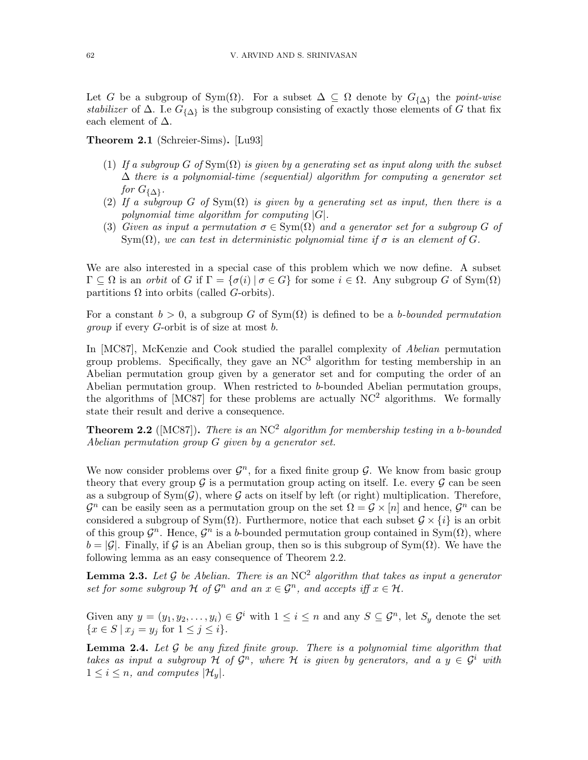Let $G$ be a subgroup of $\mathrm{Sym}(\Omega)$. For a subset $\Delta \subseteq \Omega$ denote by $G_{\{\Delta\}}$ the *point-wise stabilizer* of $\Delta$. I.e $G_{\{\Delta\}}$ is the subgroup consisting of exactly those elements of $G$ that fix each element of $\Delta$.

**Theorem 2.1** (Schreier-Sims)**.** [Lu93]

(1) *If a subgroup $G$ of $\mathrm{Sym}(\Omega)$ is given by a generating set as input along with the subset $\Delta$ there is a polynomial-time (sequential) algorithm for computing a generator set for $G_{\{\Delta\}}$.*

(2) *If a subgroup $G$ of $\mathrm{Sym}(\Omega)$ is given by a generating set as input, then there is a polynomial time algorithm for computing $|G|$.*

(3) *Given as input a permutation $\sigma \in \mathrm{Sym}(\Omega)$ and a generator set for a subgroup $G$ of $\mathrm{Sym}(\Omega)$, we can test in deterministic polynomial time if $\sigma$ is an element of $G$.*

We are also interested in a special case of this problem which we now define. A subset $\Gamma \subseteq \Omega$ is an *orbit* of $G$ if $\Gamma = \{\sigma(i) \mid \sigma \in G\}$ for some $i \in \Omega$. Any subgroup $G$ of $\mathrm{Sym}(\Omega)$ partitions $\Omega$ into orbits (called $G$-orbits).

For a constant $b > 0$, a subgroup $G$ of $\mathrm{Sym}(\Omega)$ is defined to be a *$b$-bounded permutation group* if every $G$-orbit is of size at most $b$.

In [MC87], McKenzie and Cook studied the parallel complexity of *Abelian* permutation group problems. Specifically, they gave an $\mathrm{NC}^3$ algorithm for testing membership in an Abelian permutation group given by a generator set and for computing the order of an Abelian permutation group. When restricted to $b$-bounded Abelian permutation groups, the algorithms of [MC87] for these problems are actually $\mathrm{NC}^2$ algorithms. We formally state their result and derive a consequence.

**Theorem 2.2** ([MC87])**.** *There is an $\mathrm{NC}^2$ algorithm for membership testing in a $b$-bounded Abelian permutation group $G$ given by a generator set.*

We now consider problems over $\mathcal{G}^n$, for a fixed finite group $\mathcal{G}$. We know from basic group theory that every group $\mathcal{G}$ is a permutation group acting on itself. I.e. every $\mathcal{G}$ can be seen as a subgroup of $\mathrm{Sym}(\mathcal{G})$, where $\mathcal{G}$ acts on itself by left (or right) multiplication. Therefore, $\mathcal{G}^n$ can be easily seen as a permutation group on the set $\Omega = \mathcal{G} \times [n]$ and hence, $\mathcal{G}^n$ can be considered a subgroup of $\mathrm{Sym}(\Omega)$. Furthermore, notice that each subset $\mathcal{G} \times \{i\}$ is an orbit of this group $\mathcal{G}^n$. Hence, $\mathcal{G}^n$ is a $b$-bounded permutation group contained in $\mathrm{Sym}(\Omega)$, where $b = |\mathcal{G}|$. Finally, if $\mathcal{G}$ is an Abelian group, then so is this subgroup of $\mathrm{Sym}(\Omega)$. We have the following lemma as an easy consequence of Theorem 2.2.

**Lemma 2.3.** *Let $\mathcal{G}$ be Abelian. There is an $\mathrm{NC}^2$ algorithm that takes as input a generator set for some subgroup $\mathcal{H}$ of $\mathcal{G}^n$ and an $x \in \mathcal{G}^n$, and accepts iff $x \in \mathcal{H}$.*

Given any $y = (y_1, y_2, \ldots, y_i) \in \mathcal{G}^i$ with $1 \leq i \leq n$ and any $S \subseteq \mathcal{G}^n$, let $S_y$ denote the set $\{x \in S \mid x_j = y_j \text{ for } 1 \leq j \leq i\}$.

**Lemma 2.4.** *Let $\mathcal{G}$ be any fixed finite group. There is a polynomial time algorithm that takes as input a subgroup $\mathcal{H}$ of $\mathcal{G}^n$, where $\mathcal{H}$ is given by generators, and a $y \in \mathcal{G}^i$ with $1 \leq i \leq n$, and computes $|\mathcal{H}_y|$.*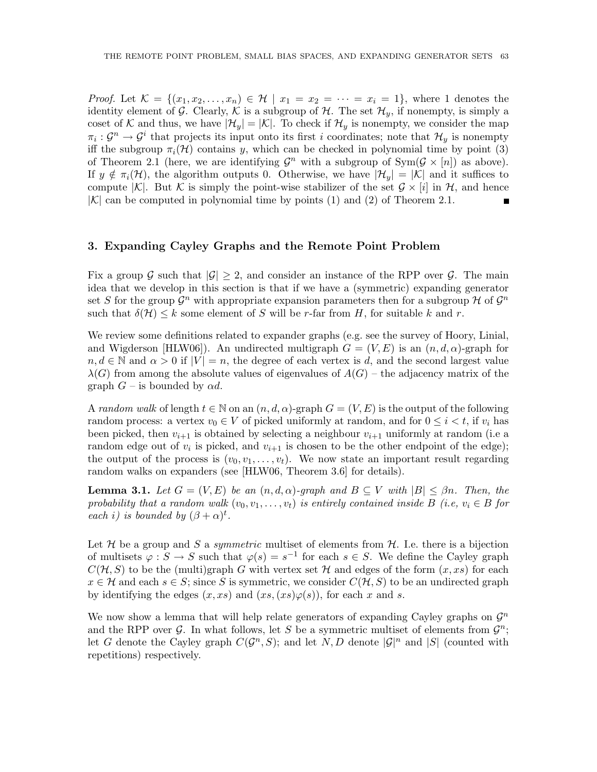*Proof.* Let $\mathcal{K} = \{(x_1, x_2, \ldots, x_n) \in \mathcal{H} \mid x_1 = x_2 = \cdots = x_i = 1\}$, where 1 denotes the identity element of $\mathcal{G}$. Clearly, $\mathcal{K}$ is a subgroup of $\mathcal{H}$. The set $\mathcal{H}_y$, if nonempty, is simply a coset of $\mathcal{K}$ and thus, we have $|\mathcal{H}_y| = |\mathcal{K}|$. To check if $\mathcal{H}_y$ is nonempty, we consider the map $\pi_i : \mathcal{G}^n \to \mathcal{G}^i$ that projects its input onto its first $i$ coordinates; note that $\mathcal{H}_y$ is nonempty iff the subgroup $\pi_i(\mathcal{H})$ contains $y$, which can be checked in polynomial time by point (3) of Theorem 2.1 (here, we are identifying $\mathcal{G}^n$ with a subgroup of $\mathrm{Sym}(\mathcal{G} \times [n])$ as above). If $y \notin \pi_i(\mathcal{H})$, the algorithm outputs 0. Otherwise, we have $|\mathcal{H}_y| = |\mathcal{K}|$ and it suffices to compute $|\mathcal{K}|$. But $\mathcal{K}$ is simply the point-wise stabilizer of the set $\mathcal{G} \times [i]$ in $\mathcal{H}$, and hence $|\mathcal{K}|$ can be computed in polynomial time by points (1) and (2) of Theorem 2.1. ∎

## 3. Expanding Cayley Graphs and the Remote Point Problem

Fix a group $\mathcal{G}$ such that $|\mathcal{G}| \geq 2$, and consider an instance of the RPP over $\mathcal{G}$. The main idea that we develop in this section is that if we have a (symmetric) expanding generator set $S$ for the group $\mathcal{G}^n$ with appropriate expansion parameters then for a subgroup $\mathcal{H}$ of $\mathcal{G}^n$ such that $\delta(\mathcal{H}) \leq k$ some element of $S$ will be $r$-far from $H$, for suitable $k$ and $r$.

We review some definitions related to expander graphs (e.g. see the survey of Hoory, Linial, and Wigderson [HLW06]). An undirected multigraph $G = (V, E)$ is an $(n, d, \alpha)$-graph for $n, d \in \mathbb{N}$ and $\alpha > 0$ if $|V| = n$, the degree of each vertex is $d$, and the second largest value $\lambda(G)$ from among the absolute values of eigenvalues of $A(G)$ – the adjacency matrix of the graph $G$ – is bounded by $\alpha d$.

A *random walk* of length $t \in \mathbb{N}$ on an $(n, d, \alpha)$-graph $G = (V, E)$ is the output of the following random process: a vertex $v_0 \in V$ of picked uniformly at random, and for $0 \leq i < t$, if $v_i$ has been picked, then $v_{i+1}$ is obtained by selecting a neighbour $v_{i+1}$ uniformly at random (i.e a random edge out of $v_i$ is picked, and $v_{i+1}$ is chosen to be the other endpoint of the edge); the output of the process is $(v_0, v_1, \ldots, v_t)$. We now state an important result regarding random walks on expanders (see [HLW06, Theorem 3.6] for details).

**Lemma 3.1.** *Let $G = (V, E)$ be an $(n, d, \alpha)$-graph and $B \subseteq V$ with $|B| \leq \beta n$. Then, the probability that a random walk $(v_0, v_1, \ldots, v_t)$ is entirely contained inside $B$ (i.e, $v_i \in B$ for each $i$) is bounded by $(\beta + \alpha)^t$.*

Let $\mathcal{H}$ be a group and $S$ a *symmetric* multiset of elements from $\mathcal{H}$. I.e. there is a bijection of multisets $\varphi : S \to S$ such that $\varphi(s) = s^{-1}$ for each $s \in S$. We define the Cayley graph $C(\mathcal{H}, S)$ to be the (multi)graph $G$ with vertex set $\mathcal{H}$ and edges of the form $(x, xs)$ for each $x \in \mathcal{H}$ and each $s \in S$; since $S$ is symmetric, we consider $C(\mathcal{H}, S)$ to be an undirected graph by identifying the edges $(x, xs)$ and $(xs, (xs)\varphi(s))$, for each $x$ and $s$.

We now show a lemma that will help relate generators of expanding Cayley graphs on $\mathcal{G}^n$ and the RPP over $\mathcal{G}$. In what follows, let $S$ be a symmetric multiset of elements from $\mathcal{G}^n$; let $G$ denote the Cayley graph $C(\mathcal{G}^n, S)$; and let $N, D$ denote $|\mathcal{G}|^n$ and $|S|$ (counted with repetitions) respectively.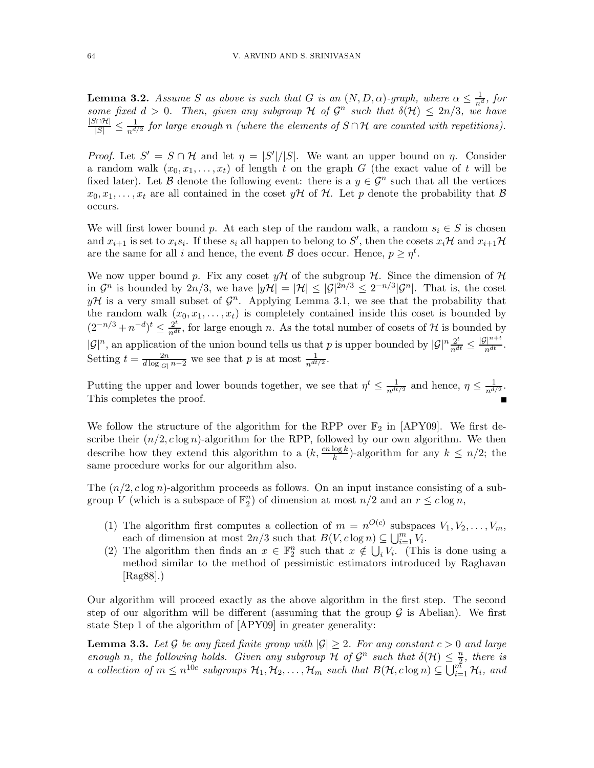**Lemma 3.2.** *Assume $S$ as above is such that $G$ is an $(N, D, \alpha)$-graph, where $\alpha \leq \frac{1}{n^d}$, for some fixed $d > 0$. Then, given any subgroup $\mathcal{H}$ of $\mathcal{G}^n$ such that $\delta(\mathcal{H}) \leq 2n/3$, we have $\frac{|S \cap \mathcal{H}|}{|S|} \leq \frac{1}{n^{d/2}}$ for large enough $n$ (where the elements of $S \cap \mathcal{H}$ are counted with repetitions).*

*Proof.* Let $S' = S \cap \mathcal{H}$ and let $\eta = |S'|/|S|$. We want an upper bound on $\eta$. Consider a random walk $(x_0, x_1, \ldots, x_t)$ of length $t$ on the graph $G$ (the exact value of $t$ will be fixed later). Let $\mathcal{B}$ denote the following event: there is a $y \in \mathcal{G}^n$ such that all the vertices $x_0, x_1, \ldots, x_t$ are all contained in the coset $y\mathcal{H}$ of $\mathcal{H}$. Let $p$ denote the probability that $\mathcal{B}$ occurs.

We will first lower bound $p$. At each step of the random walk, a random $s_i \in S$ is chosen and $x_{i+1}$ is set to $x_i s_i$. If these $s_i$ all happen to belong to $S'$, then the cosets $x_i\mathcal{H}$ and $x_{i+1}\mathcal{H}$ are the same for all $i$ and hence, the event $\mathcal{B}$ does occur. Hence, $p \geq \eta^t$.

We now upper bound $p$. Fix any coset $y\mathcal{H}$ of the subgroup $\mathcal{H}$. Since the dimension of $\mathcal{H}$ in $\mathcal{G}^n$ is bounded by $2n/3$, we have $|y\mathcal{H}| = |\mathcal{H}| \leq |\mathcal{G}|^{2n/3} \leq 2^{-n/3}|\mathcal{G}^n|$. That is, the coset $y\mathcal{H}$ is a very small subset of $\mathcal{G}^n$. Applying Lemma 3.1, we see that the probability that the random walk $(x_0, x_1, \ldots, x_t)$ is completely contained inside this coset is bounded by $(2^{-n/3} + n^{-d})^t \leq \frac{2^t}{n^{dt}}$, for large enough $n$. As the total number of cosets of $\mathcal{H}$ is bounded by $|\mathcal{G}|^n$, an application of the union bound tells us that $p$ is upper bounded by $|\mathcal{G}|^n \frac{2^t}{n^{dt}} \leq \frac{|\mathcal{G}|^{n+t}}{n^{dt}}$. Setting $t = \frac{2n}{d \log_{|G|} n - 2}$ we see that $p$ is at most $\frac{1}{n^{dt/2}}$.

Putting the upper and lower bounds together, we see that $\eta^t \leq \frac{1}{n^{dt/2}}$ and hence, $\eta \leq \frac{1}{n^{d/2}}$. This completes the proof. ∎

We follow the structure of the algorithm for the RPP over $\mathbb{F}_2$ in [APY09]. We first describe their $(n/2, c\log n)$-algorithm for the RPP, followed by our own algorithm. We then describe how they extend this algorithm to a $(k, \frac{cn\log k}{k})$-algorithm for any $k \leq n/2$; the same procedure works for our algorithm also.

The $(n/2, c\log n)$-algorithm proceeds as follows. On an input instance consisting of a subgroup $V$ (which is a subspace of $\mathbb{F}_2^n$) of dimension at most $n/2$ and an $r \leq c\log n$,

1. The algorithm first computes a collection of $m = n^{O(c)}$ subspaces $V_1, V_2, \ldots, V_m$, each of dimension at most $2n/3$ such that $B(V, c\log n) \subseteq \bigcup_{i=1}^m V_i$.
2. The algorithm then finds an $x \in \mathbb{F}_2^n$ such that $x \notin \bigcup_i V_i$. (This is done using a method similar to the method of pessimistic estimators introduced by Raghavan [Rag88].)

Our algorithm will proceed exactly as the above algorithm in the first step. The second step of our algorithm will be different (assuming that the group $\mathcal{G}$ is Abelian). We first state Step 1 of the algorithm of [APY09] in greater generality:

**Lemma 3.3.** *Let $\mathcal{G}$ be any fixed finite group with $|\mathcal{G}| \geq 2$. For any constant $c > 0$ and large enough $n$, the following holds. Given any subgroup $\mathcal{H}$ of $\mathcal{G}^n$ such that $\delta(\mathcal{H}) \leq \frac{n}{2}$, there is a collection of $m \leq n^{10c}$ subgroups $\mathcal{H}_1, \mathcal{H}_2, \ldots, \mathcal{H}_m$ such that $B(\mathcal{H}, c\log n) \subseteq \bigcup_{i=1}^m \mathcal{H}_i$, and*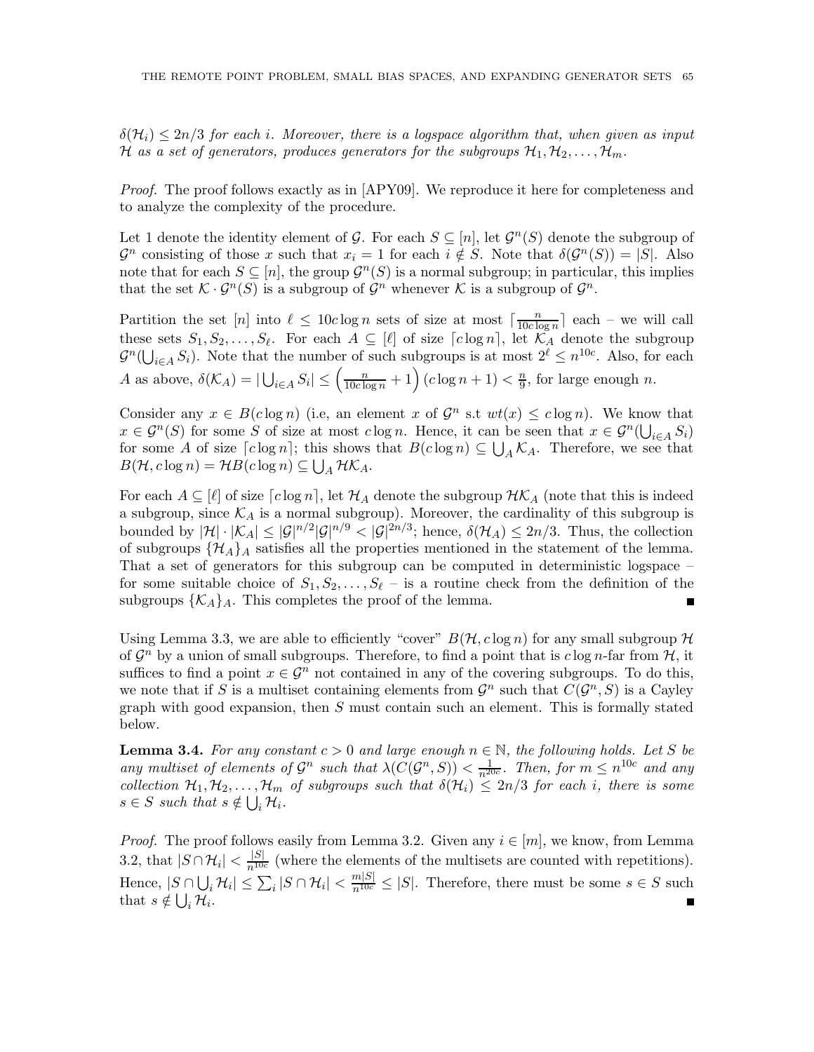$\delta(\mathcal{H}_i) \leq 2n/3$ *for each* $i$*. Moreover, there is a logspace algorithm that, when given as input* $\mathcal{H}$ *as a set of generators, produces generators for the subgroups* $\mathcal{H}_1, \mathcal{H}_2, \ldots, \mathcal{H}_m$*.*

*Proof.* The proof follows exactly as in [APY09]. We reproduce it here for completeness and to analyze the complexity of the procedure.

Let 1 denote the identity element of $\mathcal{G}$. For each $S \subseteq [n]$, let $\mathcal{G}^n(S)$ denote the subgroup of $\mathcal{G}^n$ consisting of those $x$ such that $x_i = 1$ for each $i \notin S$. Note that $\delta(\mathcal{G}^n(S)) = |S|$. Also note that for each $S \subseteq [n]$, the group $\mathcal{G}^n(S)$ is a normal subgroup; in particular, this implies that the set $\mathcal{K} \cdot \mathcal{G}^n(S)$ is a subgroup of $\mathcal{G}^n$ whenever $\mathcal{K}$ is a subgroup of $\mathcal{G}^n$.

Partition the set $[n]$ into $\ell \leq 10c \log n$ sets of size at most $\lceil \frac{n}{10c \log n} \rceil$ each – we will call these sets $S_1, S_2, \ldots, S_\ell$. For each $A \subseteq [\ell]$ of size $\lceil c \log n \rceil$, let $\mathcal{K}_A$ denote the subgroup $\mathcal{G}^n(\bigcup_{i \in A} S_i)$. Note that the number of such subgroups is at most $2^\ell \leq n^{10c}$. Also, for each $A$ as above, $\delta(\mathcal{K}_A) = |\bigcup_{i \in A} S_i| \leq \left(\frac{n}{10c \log n} + 1\right)(c \log n + 1) < \frac{n}{9}$, for large enough $n$.

Consider any $x \in B(c \log n)$ (i.e, an element $x$ of $\mathcal{G}^n$ s.t $wt(x) \leq c \log n$). We know that $x \in \mathcal{G}^n(S)$ for some $S$ of size at most $c \log n$. Hence, it can be seen that $x \in \mathcal{G}^n(\bigcup_{i \in A} S_i)$ for some $A$ of size $\lceil c \log n \rceil$; this shows that $B(c \log n) \subseteq \bigcup_A \mathcal{K}_A$. Therefore, we see that $B(\mathcal{H}, c \log n) = \mathcal{H} B(c \log n) \subseteq \bigcup_A \mathcal{H}\mathcal{K}_A$.

For each $A \subseteq [\ell]$ of size $\lceil c \log n \rceil$, let $\mathcal{H}_A$ denote the subgroup $\mathcal{H}\mathcal{K}_A$ (note that this is indeed a subgroup, since $\mathcal{K}_A$ is a normal subgroup). Moreover, the cardinality of this subgroup is bounded by $|\mathcal{H}| \cdot |\mathcal{K}_A| \leq |\mathcal{G}|^{n/2} |\mathcal{G}|^{n/9} < |\mathcal{G}|^{2n/3}$; hence, $\delta(\mathcal{H}_A) \leq 2n/3$. Thus, the collection of subgroups $\{\mathcal{H}_A\}_A$ satisfies all the properties mentioned in the statement of the lemma. That a set of generators for this subgroup can be computed in deterministic logspace – for some suitable choice of $S_1, S_2, \ldots, S_\ell$ – is a routine check from the definition of the subgroups $\{\mathcal{K}_A\}_A$. This completes the proof of the lemma. ∎

Using Lemma 3.3, we are able to efficiently "cover" $B(\mathcal{H}, c \log n)$ for any small subgroup $\mathcal{H}$ of $\mathcal{G}^n$ by a union of small subgroups. Therefore, to find a point that is $c \log n$-far from $\mathcal{H}$, it suffices to find a point $x \in \mathcal{G}^n$ not contained in any of the covering subgroups. To do this, we note that if $S$ is a multiset containing elements from $\mathcal{G}^n$ such that $C(\mathcal{G}^n, S)$ is a Cayley graph with good expansion, then $S$ must contain such an element. This is formally stated below.

**Lemma 3.4.** *For any constant* $c > 0$ *and large enough* $n \in \mathbb{N}$*, the following holds. Let* $S$ *be any multiset of elements of* $\mathcal{G}^n$ *such that* $\lambda(C(\mathcal{G}^n, S)) < \frac{1}{n^{20c}}$*. Then, for* $m \leq n^{10c}$ *and any collection* $\mathcal{H}_1, \mathcal{H}_2, \ldots, \mathcal{H}_m$ *of subgroups such that* $\delta(\mathcal{H}_i) \leq 2n/3$ *for each* $i$*, there is some* $s \in S$ *such that* $s \notin \bigcup_i \mathcal{H}_i$*.*

*Proof.* The proof follows easily from Lemma 3.2. Given any $i \in [m]$, we know, from Lemma 3.2, that $|S \cap \mathcal{H}_i| < \frac{|S|}{n^{10c}}$ (where the elements of the multisets are counted with repetitions). Hence, $|S \cap \bigcup_i \mathcal{H}_i| \leq \sum_i |S \cap \mathcal{H}_i| < \frac{m|S|}{n^{10c}} \leq |S|$. Therefore, there must be some $s \in S$ such that $s \notin \bigcup_i \mathcal{H}_i$. ∎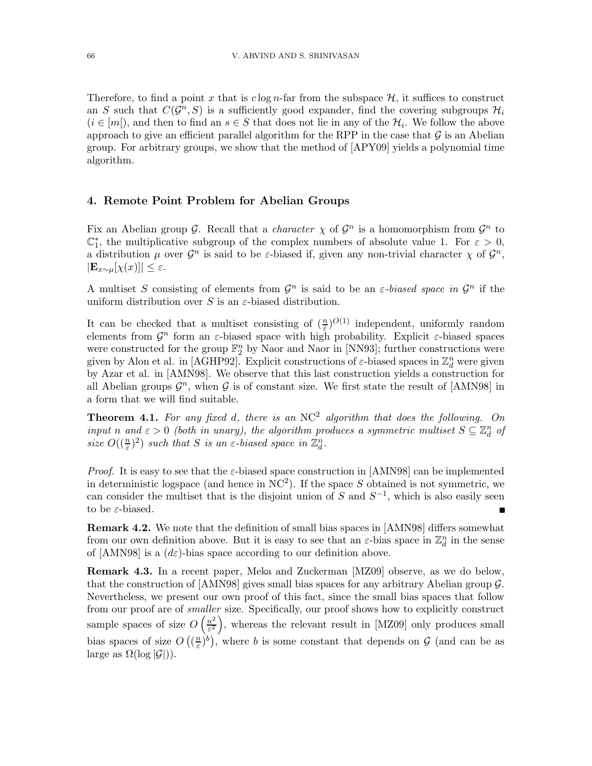Therefore, to find a point $x$ that is $c \log n$-far from the subspace $\mathcal{H}$, it suffices to construct an $S$ such that $C(\mathcal{G}^n, S)$ is a sufficiently good expander, find the covering subgroups $\mathcal{H}_i$ ($i \in [m[$), and then to find an $s \in S$ that does not lie in any of the $\mathcal{H}_i$. We follow the above approach to give an efficient parallel algorithm for the RPP in the case that $\mathcal{G}$ is an Abelian group. For arbitrary groups, we show that the method of [APY09] yields a polynomial time algorithm.

## 4. Remote Point Problem for Abelian Groups

Fix an Abelian group $\mathcal{G}$. Recall that a *character* $\chi$ of $\mathcal{G}^n$ is a homomorphism from $\mathcal{G}^n$ to $\mathbb{C}_1^*$, the multiplicative subgroup of the complex numbers of absolute value 1. For $\varepsilon > 0$, a distribution $\mu$ over $\mathcal{G}^n$ is said to be $\varepsilon$-biased if, given any non-trivial character $\chi$ of $\mathcal{G}^n$, $|\mathbf{E}_{x\sim\mu}[\chi(x)]| \leq \varepsilon$.

A multiset $S$ consisting of elements from $\mathcal{G}^n$ is said to be an *$\varepsilon$-biased space in* $\mathcal{G}^n$ if the uniform distribution over $S$ is an $\varepsilon$-biased distribution.

It can be checked that a multiset consisting of $(\frac{n}{\varepsilon})^{O(1)}$ independent, uniformly random elements from $\mathcal{G}^n$ form an $\varepsilon$-biased space with high probability. Explicit $\varepsilon$-biased spaces were constructed for the group $\mathbb{F}_2^n$ by Naor and Naor in [NN93]; further constructions were given by Alon et al. in [AGHP92]. Explicit constructions of $\varepsilon$-biased spaces in $\mathbb{Z}_d^n$ were given by Azar et al. in [AMN98]. We observe that this last construction yields a construction for all Abelian groups $\mathcal{G}^n$, when $\mathcal{G}$ is of constant size. We first state the result of [AMN98] in a form that we will find suitable.

**Theorem 4.1.** *For any fixed $d$, there is an $\mathrm{NC}^2$ algorithm that does the following. On input $n$ and $\varepsilon > 0$ (both in unary), the algorithm produces a symmetric multiset $S \subseteq \mathbb{Z}_d^n$ of size $O((\frac{n}{\varepsilon})^2)$ such that $S$ is an $\varepsilon$-biased space in $\mathbb{Z}_d^n$.*

*Proof.* It is easy to see that the $\varepsilon$-biased space construction in [AMN98] can be implemented in deterministic logspace (and hence in $\mathrm{NC}^2$). If the space $S$ obtained is not symmetric, we can consider the multiset that is the disjoint union of $S$ and $S^{-1}$, which is also easily seen to be $\varepsilon$-biased. ∎

**Remark 4.2.** We note that the definition of small bias spaces in [AMN98] differs somewhat from our own definition above. But it is easy to see that an $\varepsilon$-bias space in $\mathbb{Z}_d^n$ in the sense of [AMN98] is a $(d\varepsilon)$-bias space according to our definition above.

**Remark 4.3.** In a recent paper, Meka and Zuckerman [MZ09] observe, as we do below, that the construction of [AMN98] gives small bias spaces for any arbitrary Abelian group $\mathcal{G}$. Nevertheless, we present our own proof of this fact, since the small bias spaces that follow from our proof are of *smaller* size. Specifically, our proof shows how to explicitly construct sample spaces of size $O\left(\frac{n^2}{\varepsilon^2}\right)$, whereas the relevant result in [MZ09] only produces small bias spaces of size $O\left((\frac{n}{\varepsilon})^b\right)$, where $b$ is some constant that depends on $\mathcal{G}$ (and can be as large as $\Omega(\log |\mathcal{G}|)$).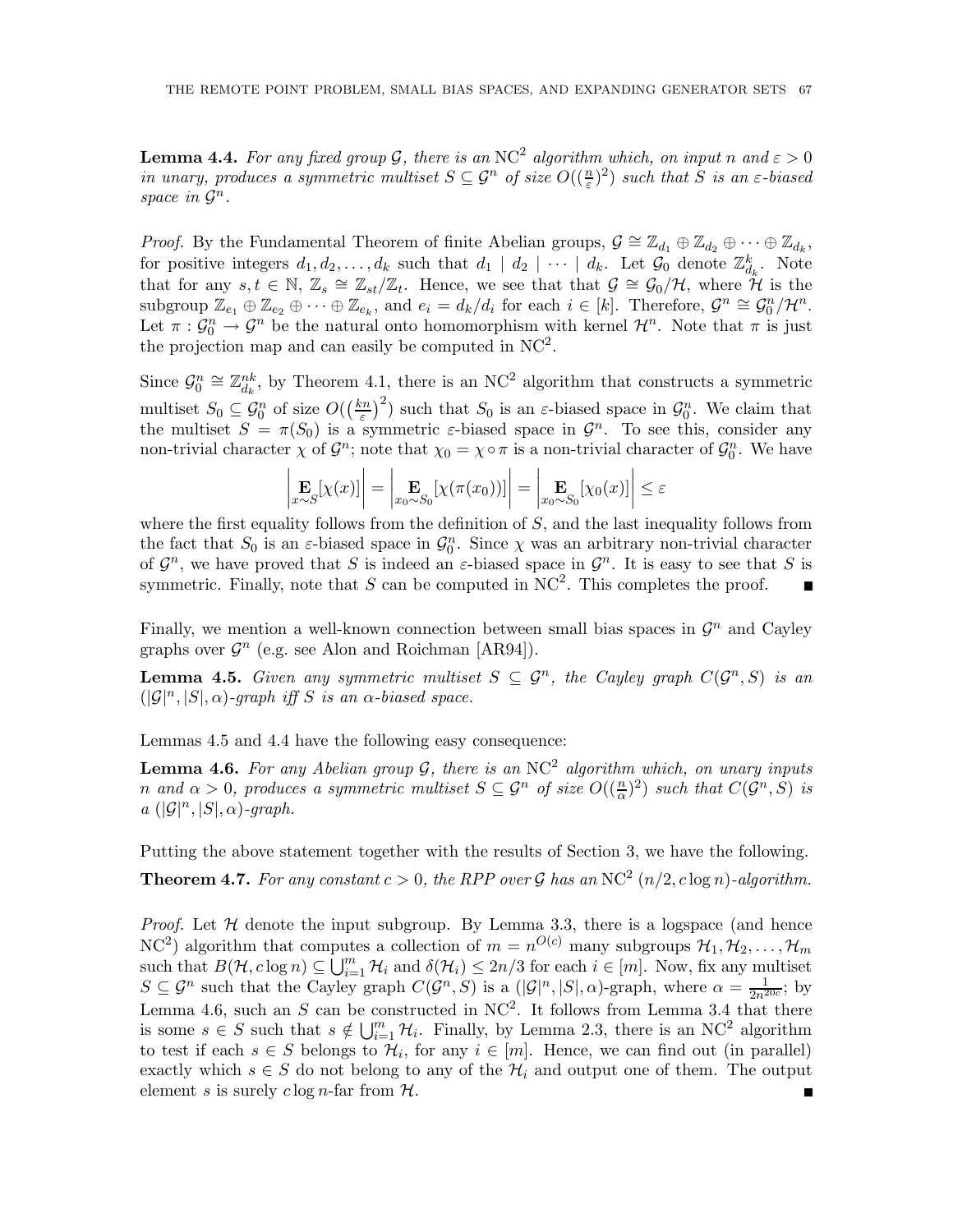**Lemma 4.4.** *For any fixed group $\mathcal{G}$, there is an $\mathrm{NC}^2$ algorithm which, on input $n$ and $\varepsilon > 0$ in unary, produces a symmetric multiset $S \subseteq \mathcal{G}^n$ of size $O((\frac{n}{\varepsilon})^2)$ such that $S$ is an $\varepsilon$-biased space in $\mathcal{G}^n$.*

*Proof.* By the Fundamental Theorem of finite Abelian groups, $\mathcal{G} \cong \mathbb{Z}_{d_1} \oplus \mathbb{Z}_{d_2} \oplus \cdots \oplus \mathbb{Z}_{d_k}$, for positive integers $d_1, d_2, \ldots, d_k$ such that $d_1 \mid d_2 \mid \cdots \mid d_k$. Let $\mathcal{G}_0$ denote $\mathbb{Z}_{d_k}^k$. Note that for any $s, t \in \mathbb{N}$, $\mathbb{Z}_s \cong \mathbb{Z}_{st}/\mathbb{Z}_t$. Hence, we see that that $\mathcal{G} \cong \mathcal{G}_0/\mathcal{H}$, where $\mathcal{H}$ is the subgroup $\mathbb{Z}_{e_1} \oplus \mathbb{Z}_{e_2} \oplus \cdots \oplus \mathbb{Z}_{e_k}$, and $e_i = d_k/d_i$ for each $i \in [k]$. Therefore, $\mathcal{G}^n \cong \mathcal{G}_0^n/\mathcal{H}^n$. Let $\pi : \mathcal{G}_0^n \to \mathcal{G}^n$ be the natural onto homomorphism with kernel $\mathcal{H}^n$. Note that $\pi$ is just the projection map and can easily be computed in $\mathrm{NC}^2$.

Since $\mathcal{G}_0^n \cong \mathbb{Z}_{d_k}^{nk}$, by Theorem 4.1, there is an $\mathrm{NC}^2$ algorithm that constructs a symmetric multiset $S_0 \subseteq \mathcal{G}_0^n$ of size $O(\left(\frac{kn}{\varepsilon}\right)^2)$ such that $S_0$ is an $\varepsilon$-biased space in $\mathcal{G}_0^n$. We claim that the multiset $S = \pi(S_0)$ is a symmetric $\varepsilon$-biased space in $\mathcal{G}^n$. To see this, consider any non-trivial character $\chi$ of $\mathcal{G}^n$; note that $\chi_0 = \chi \circ \pi$ is a non-trivial character of $\mathcal{G}_0^n$. We have

$$\left|\mathop{\mathbf{E}}_{x \sim S}[\chi(x)]\right| = \left|\mathop{\mathbf{E}}_{x_0 \sim S_0}[\chi(\pi(x_0))]\right| = \left|\mathop{\mathbf{E}}_{x_0 \sim S_0}[\chi_0(x)]\right| \leq \varepsilon$$

where the first equality follows from the definition of $S$, and the last inequality follows from the fact that $S_0$ is an $\varepsilon$-biased space in $\mathcal{G}_0^n$. Since $\chi$ was an arbitrary non-trivial character of $\mathcal{G}^n$, we have proved that $S$ is indeed an $\varepsilon$-biased space in $\mathcal{G}^n$. It is easy to see that $S$ is symmetric. Finally, note that $S$ can be computed in $\mathrm{NC}^2$. This completes the proof. ∎

Finally, we mention a well-known connection between small bias spaces in $\mathcal{G}^n$ and Cayley graphs over $\mathcal{G}^n$ (e.g. see Alon and Roichman [AR94]).

**Lemma 4.5.** *Given any symmetric multiset $S \subseteq \mathcal{G}^n$, the Cayley graph $C(\mathcal{G}^n, S)$ is an $(|\mathcal{G}|^n, |S|, \alpha)$-graph iff $S$ is an $\alpha$-biased space.*

Lemmas 4.5 and 4.4 have the following easy consequence:

**Lemma 4.6.** *For any Abelian group $\mathcal{G}$, there is an $\mathrm{NC}^2$ algorithm which, on unary inputs $n$ and $\alpha > 0$, produces a symmetric multiset $S \subseteq \mathcal{G}^n$ of size $O((\frac{n}{\alpha})^2)$ such that $C(\mathcal{G}^n, S)$ is a $(|\mathcal{G}|^n, |S|, \alpha)$-graph.*

Putting the above statement together with the results of Section 3, we have the following.

**Theorem 4.7.** *For any constant $c > 0$, the RPP over $\mathcal{G}$ has an $\mathrm{NC}^2$ $(n/2, c \log n)$-algorithm.*

*Proof.* Let $\mathcal{H}$ denote the input subgroup. By Lemma 3.3, there is a logspace (and hence $\mathrm{NC}^2$) algorithm that computes a collection of $m = n^{O(c)}$ many subgroups $\mathcal{H}_1, \mathcal{H}_2, \ldots, \mathcal{H}_m$ such that $B(\mathcal{H}, c \log n) \subseteq \bigcup_{i=1}^m \mathcal{H}_i$ and $\delta(\mathcal{H}_i) \leq 2n/3$ for each $i \in [m]$. Now, fix any multiset $S \subseteq \mathcal{G}^n$ such that the Cayley graph $C(\mathcal{G}^n, S)$ is a $(|\mathcal{G}|^n, |S|, \alpha)$-graph, where $\alpha = \frac{1}{2n^{20c}}$; by Lemma 4.6, such an $S$ can be constructed in $\mathrm{NC}^2$. It follows from Lemma 3.4 that there is some $s \in S$ such that $s \notin \bigcup_{i=1}^m \mathcal{H}_i$. Finally, by Lemma 2.3, there is an $\mathrm{NC}^2$ algorithm to test if each $s \in S$ belongs to $\mathcal{H}_i$, for any $i \in [m]$. Hence, we can find out (in parallel) exactly which $s \in S$ do not belong to any of the $\mathcal{H}_i$ and output one of them. The output element $s$ is surely $c \log n$-far from $\mathcal{H}$. ∎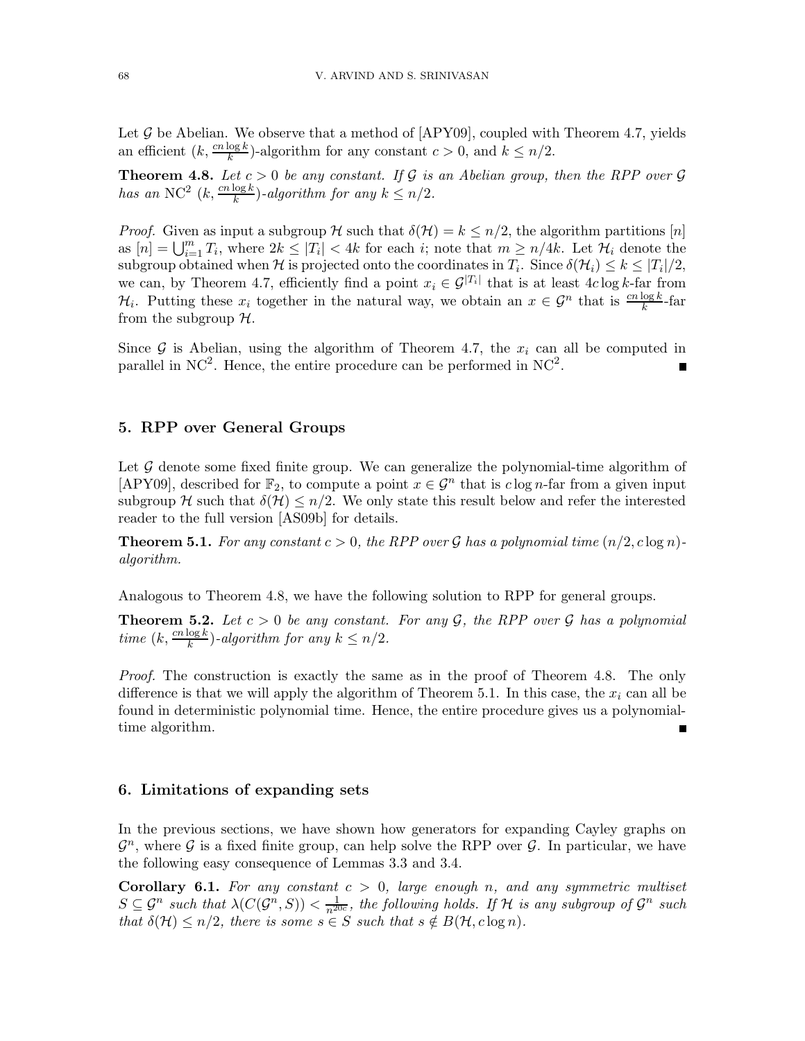Let $\mathcal{G}$ be Abelian. We observe that a method of [APY09], coupled with Theorem 4.7, yields an efficient $(k, \frac{cn \log k}{k})$-algorithm for any constant $c > 0$, and $k \leq n/2$.

**Theorem 4.8.** *Let $c > 0$ be any constant. If $\mathcal{G}$ is an Abelian group, then the RPP over $\mathcal{G}$ has an* $\mathrm{NC}^2$ $(k, \frac{cn \log k}{k})$*-algorithm for any $k \leq n/2$.*

*Proof.* Given as input a subgroup $\mathcal{H}$ such that $\delta(\mathcal{H}) = k \leq n/2$, the algorithm partitions $[n]$ as $[n] = \bigcup_{i=1}^{m} T_i$, where $2k \leq |T_i| < 4k$ for each $i$; note that $m \geq n/4k$. Let $\mathcal{H}_i$ denote the subgroup obtained when $\mathcal{H}$ is projected onto the coordinates in $T_i$. Since $\delta(\mathcal{H}_i) \leq k \leq |T_i|/2$, we can, by Theorem 4.7, efficiently find a point $x_i \in \mathcal{G}^{|T_i|}$ that is at least $4c \log k$-far from $\mathcal{H}_i$. Putting these $x_i$ together in the natural way, we obtain an $x \in \mathcal{G}^n$ that is $\frac{cn \log k}{k}$-far from the subgroup $\mathcal{H}$.

Since $\mathcal{G}$ is Abelian, using the algorithm of Theorem 4.7, the $x_i$ can all be computed in parallel in $\mathrm{NC}^2$. Hence, the entire procedure can be performed in $\mathrm{NC}^2$. ∎

## 5. RPP over General Groups

Let $\mathcal{G}$ denote some fixed finite group. We can generalize the polynomial-time algorithm of [APY09], described for $\mathbb{F}_2$, to compute a point $x \in \mathcal{G}^n$ that is $c \log n$-far from a given input subgroup $\mathcal{H}$ such that $\delta(\mathcal{H}) \leq n/2$. We only state this result below and refer the interested reader to the full version [AS09b] for details.

**Theorem 5.1.** *For any constant $c > 0$, the RPP over $\mathcal{G}$ has a polynomial time $(n/2, c \log n)$-algorithm.*

Analogous to Theorem 4.8, we have the following solution to RPP for general groups.

**Theorem 5.2.** *Let $c > 0$ be any constant. For any $\mathcal{G}$, the RPP over $\mathcal{G}$ has a polynomial time $(k, \frac{cn \log k}{k})$-algorithm for any $k \leq n/2$.*

*Proof.* The construction is exactly the same as in the proof of Theorem 4.8. The only difference is that we will apply the algorithm of Theorem 5.1. In this case, the $x_i$ can all be found in deterministic polynomial time. Hence, the entire procedure gives us a polynomial-time algorithm. ∎

## 6. Limitations of expanding sets

In the previous sections, we have shown how generators for expanding Cayley graphs on $\mathcal{G}^n$, where $\mathcal{G}$ is a fixed finite group, can help solve the RPP over $\mathcal{G}$. In particular, we have the following easy consequence of Lemmas 3.3 and 3.4.

**Corollary 6.1.** *For any constant $c > 0$, large enough $n$, and any symmetric multiset $S \subseteq \mathcal{G}^n$ such that $\lambda(C(\mathcal{G}^n, S)) < \frac{1}{n^{20c}}$, the following holds. If $\mathcal{H}$ is any subgroup of $\mathcal{G}^n$ such that $\delta(\mathcal{H}) \leq n/2$, there is some $s \in S$ such that $s \notin B(\mathcal{H}, c \log n)$.*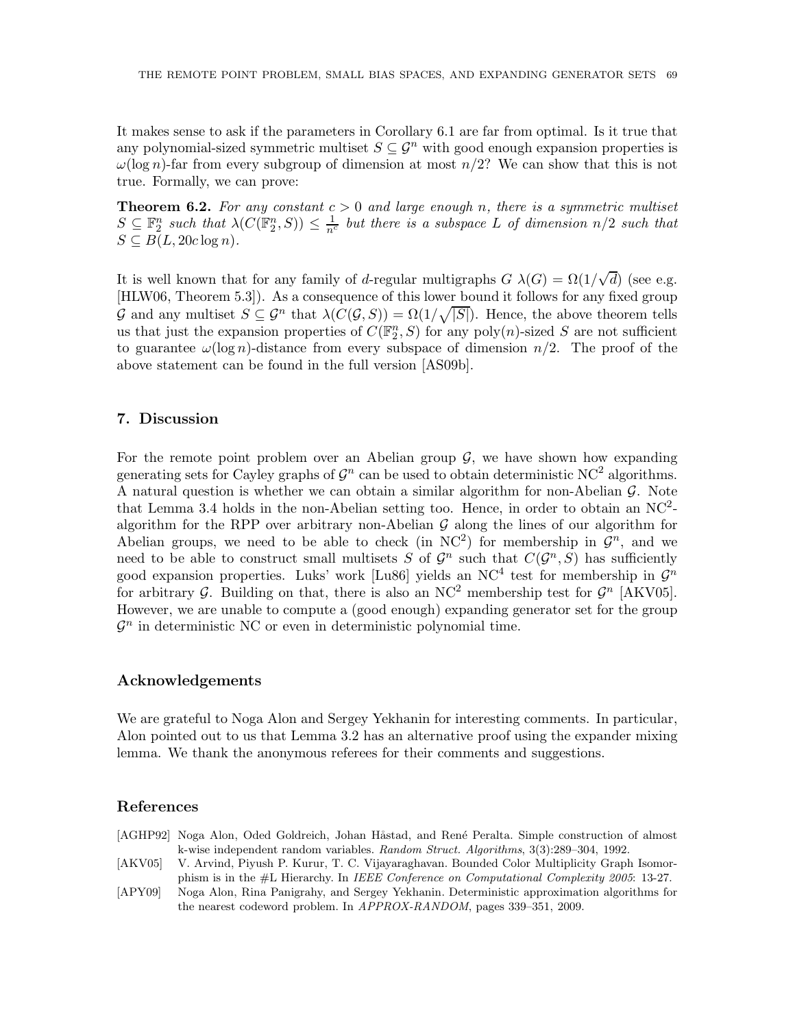It makes sense to ask if the parameters in Corollary 6.1 are far from optimal. Is it true that any polynomial-sized symmetric multiset $S \subseteq \mathcal{G}^n$ with good enough expansion properties is $\omega(\log n)$-far from every subgroup of dimension at most $n/2$? We can show that this is not true. Formally, we can prove:

**Theorem 6.2.** *For any constant $c > 0$ and large enough $n$, there is a symmetric multiset $S \subseteq \mathbb{F}_2^n$ such that $\lambda(C(\mathbb{F}_2^n, S)) \leq \frac{1}{n^c}$ but there is a subspace $L$ of dimension $n/2$ such that $S \subseteq B(L, 20c \log n)$.*

It is well known that for any family of $d$-regular multigraphs $G$ $\lambda(G) = \Omega(1/\sqrt{d})$ (see e.g. [HLW06, Theorem 5.3]). As a consequence of this lower bound it follows for any fixed group $\mathcal{G}$ and any multiset $S \subseteq \mathcal{G}^n$ that $\lambda(C(\mathcal{G}, S)) = \Omega(1/\sqrt{|S|})$. Hence, the above theorem tells us that just the expansion properties of $C(\mathbb{F}_2^n, S)$ for any poly$(n)$-sized $S$ are not sufficient to guarantee $\omega(\log n)$-distance from every subspace of dimension $n/2$. The proof of the above statement can be found in the full version [AS09b].

## 7. Discussion

For the remote point problem over an Abelian group $\mathcal{G}$, we have shown how expanding generating sets for Cayley graphs of $\mathcal{G}^n$ can be used to obtain deterministic $\mathrm{NC}^2$ algorithms. A natural question is whether we can obtain a similar algorithm for non-Abelian $\mathcal{G}$. Note that Lemma 3.4 holds in the non-Abelian setting too. Hence, in order to obtain an $\mathrm{NC}^2$-algorithm for the RPP over arbitrary non-Abelian $\mathcal{G}$ along the lines of our algorithm for Abelian groups, we need to be able to check (in $\mathrm{NC}^2$) for membership in $\mathcal{G}^n$, and we need to be able to construct small multisets $S$ of $\mathcal{G}^n$ such that $C(\mathcal{G}^n, S)$ has sufficiently good expansion properties. Luks' work [Lu86] yields an $\mathrm{NC}^4$ test for membership in $\mathcal{G}^n$ for arbitrary $\mathcal{G}$. Building on that, there is also an $\mathrm{NC}^2$ membership test for $\mathcal{G}^n$ [AKV05]. However, we are unable to compute a (good enough) expanding generator set for the group $\mathcal{G}^n$ in deterministic NC or even in deterministic polynomial time.

### Acknowledgements

We are grateful to Noga Alon and Sergey Yekhanin for interesting comments. In particular, Alon pointed out to us that Lemma 3.2 has an alternative proof using the expander mixing lemma. We thank the anonymous referees for their comments and suggestions.

## References

[AGHP92] Noga Alon, Oded Goldreich, Johan Håstad, and René Peralta. Simple construction of almost k-wise independent random variables. *Random Struct. Algorithms*, 3(3):289–304, 1992.

[AKV05] V. Arvind, Piyush P. Kurur, T. C. Vijayaraghavan. Bounded Color Multiplicity Graph Isomorphism is in the #L Hierarchy. In *IEEE Conference on Computational Complexity 2005*: 13-27.

[APY09] Noga Alon, Rina Panigrahy, and Sergey Yekhanin. Deterministic approximation algorithms for the nearest codeword problem. In *APPROX-RANDOM*, pages 339–351, 2009.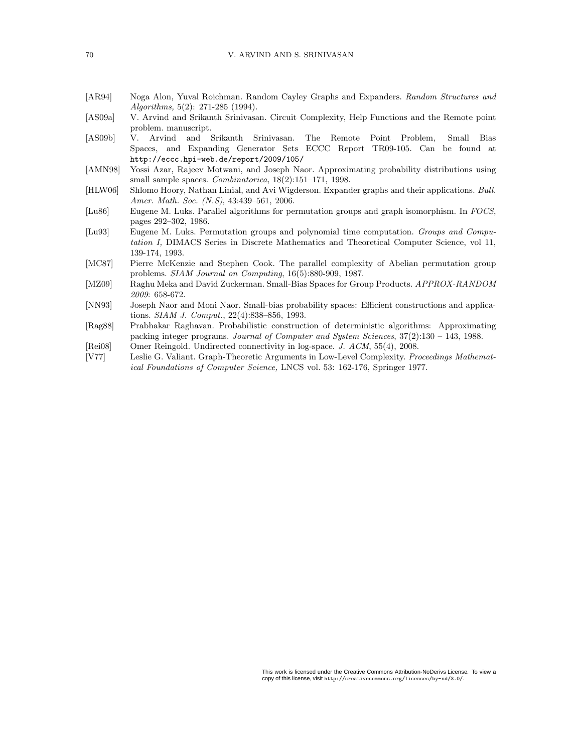[AR94] Noga Alon, Yuval Roichman. Random Cayley Graphs and Expanders. *Random Structures and Algorithms,* 5(2): 271-285 (1994).

[AS09a] V. Arvind and Srikanth Srinivasan. Circuit Complexity, Help Functions and the Remote point problem. manuscript.

[AS09b] V. Arvind and Srikanth Srinivasan. The Remote Point Problem, Small Bias Spaces, and Expanding Generator Sets ECCC Report TR09-105. Can be found at `http://eccc.hpi-web.de/report/2009/105/`

[AMN98] Yossi Azar, Rajeev Motwani, and Joseph Naor. Approximating probability distributions using small sample spaces. *Combinatorica*, 18(2):151–171, 1998.

[HLW06] Shlomo Hoory, Nathan Linial, and Avi Wigderson. Expander graphs and their applications. *Bull. Amer. Math. Soc. (N.S)*, 43:439–561, 2006.

[Lu86] Eugene M. Luks. Parallel algorithms for permutation groups and graph isomorphism. In *FOCS*, pages 292–302, 1986.

[Lu93] Eugene M. Luks. Permutation groups and polynomial time computation. *Groups and Computation I,* DIMACS Series in Discrete Mathematics and Theoretical Computer Science, vol 11, 139-174, 1993.

[MC87] Pierre McKenzie and Stephen Cook. The parallel complexity of Abelian permutation group problems. *SIAM Journal on Computing*, 16(5):880-909, 1987.

[MZ09] Raghu Meka and David Zuckerman. Small-Bias Spaces for Group Products. *APPROX-RANDOM 2009*: 658-672.

[NN93] Joseph Naor and Moni Naor. Small-bias probability spaces: Efficient constructions and applications. *SIAM J. Comput.*, 22(4):838–856, 1993.

[Rag88] Prabhakar Raghavan. Probabilistic construction of deterministic algorithms: Approximating packing integer programs. *Journal of Computer and System Sciences*, 37(2):130 – 143, 1988.

[Rei08] Omer Reingold. Undirected connectivity in log-space. *J. ACM*, 55(4), 2008.

[V77] Leslie G. Valiant. Graph-Theoretic Arguments in Low-Level Complexity. *Proceedings Mathematical Foundations of Computer Science,* LNCS vol. 53: 162-176, Springer 1977.

This work is licensed under the Creative Commons Attribution-NoDerivs License. To view a copy of this license, visit `http://creativecommons.org/licenses/by-nd/3.0/`.